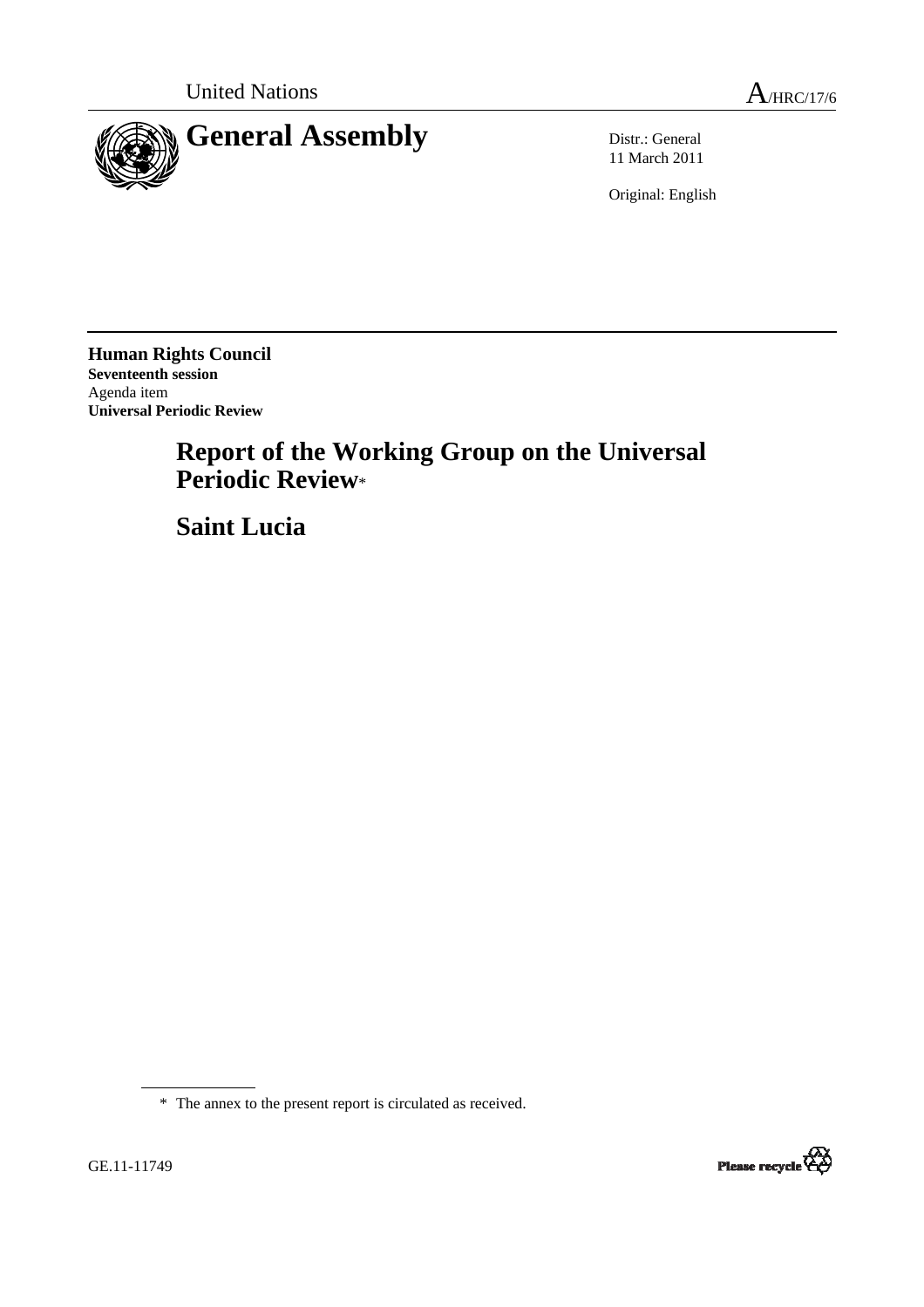United Nations A/HRC/17/6

# General Assembly

Distr.: General
11 March 2011

Original: English

**Human Rights Council**
**Seventeenth session**
Agenda item
**Universal Periodic Review**

# Report of the Working Group on the Universal Periodic Review*

# Saint Lucia

\* The annex to the present report is circulated as received.

GE.11-11749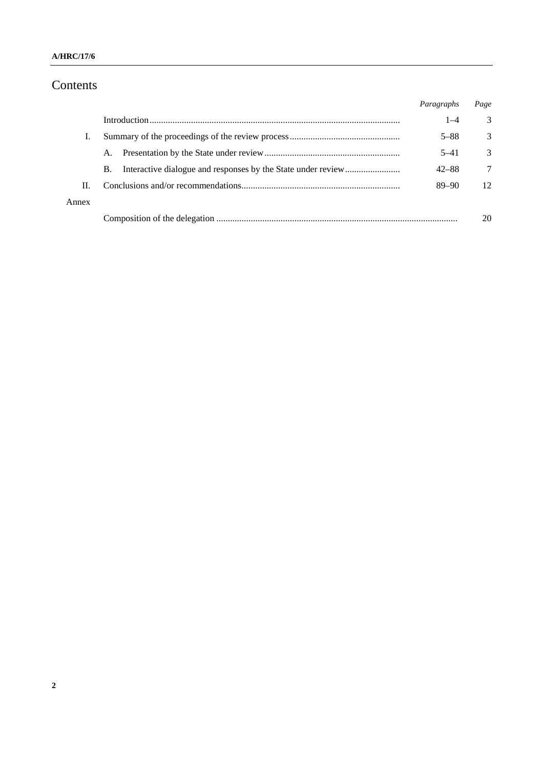# Contents

| | | *Paragraphs* | *Page* |
|---|---|---|---|
| | Introduction | 1–4 | 3 |
| I. | Summary of the proceedings of the review process | 5–88 | 3 |
| | A. Presentation by the State under review | 5–41 | 3 |
| | B. Interactive dialogue and responses by the State under review | 42–88 | 7 |
| II. | Conclusions and/or recommendations | 89–90 | 12 |
| Annex | | | |
| | Composition of the delegation | | 20 |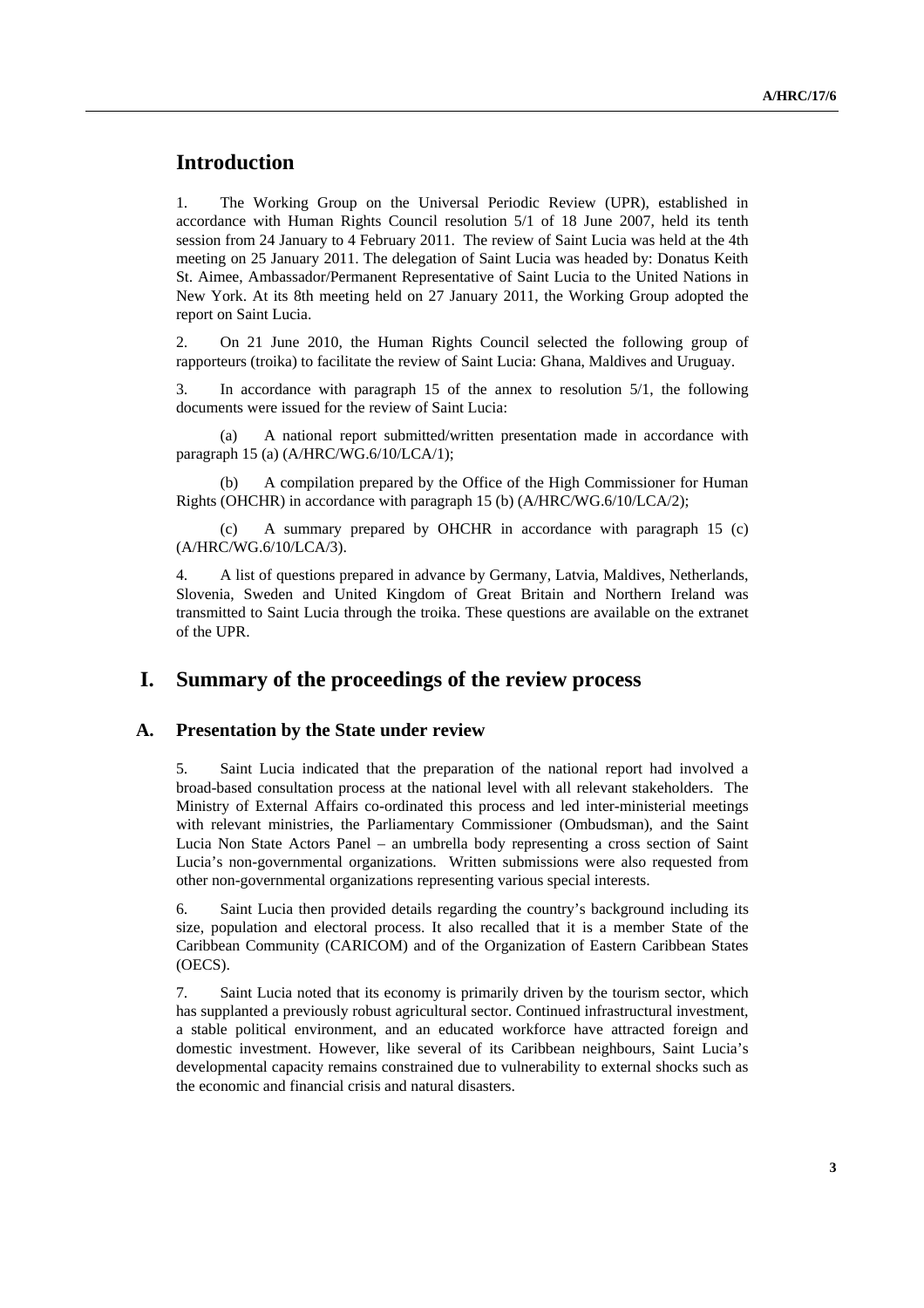## Introduction

1. The Working Group on the Universal Periodic Review (UPR), established in accordance with Human Rights Council resolution 5/1 of 18 June 2007, held its tenth session from 24 January to 4 February 2011. The review of Saint Lucia was held at the 4th meeting on 25 January 2011. The delegation of Saint Lucia was headed by: Donatus Keith St. Aimee, Ambassador/Permanent Representative of Saint Lucia to the United Nations in New York. At its 8th meeting held on 27 January 2011, the Working Group adopted the report on Saint Lucia.

2. On 21 June 2010, the Human Rights Council selected the following group of rapporteurs (troika) to facilitate the review of Saint Lucia: Ghana, Maldives and Uruguay.

3. In accordance with paragraph 15 of the annex to resolution 5/1, the following documents were issued for the review of Saint Lucia:

(a) A national report submitted/written presentation made in accordance with paragraph 15 (a) (A/HRC/WG.6/10/LCA/1);

(b) A compilation prepared by the Office of the High Commissioner for Human Rights (OHCHR) in accordance with paragraph 15 (b) (A/HRC/WG.6/10/LCA/2);

(c) A summary prepared by OHCHR in accordance with paragraph 15 (c) (A/HRC/WG.6/10/LCA/3).

4. A list of questions prepared in advance by Germany, Latvia, Maldives, Netherlands, Slovenia, Sweden and United Kingdom of Great Britain and Northern Ireland was transmitted to Saint Lucia through the troika. These questions are available on the extranet of the UPR.

## I. Summary of the proceedings of the review process

### A. Presentation by the State under review

5. Saint Lucia indicated that the preparation of the national report had involved a broad-based consultation process at the national level with all relevant stakeholders. The Ministry of External Affairs co-ordinated this process and led inter-ministerial meetings with relevant ministries, the Parliamentary Commissioner (Ombudsman), and the Saint Lucia Non State Actors Panel – an umbrella body representing a cross section of Saint Lucia's non-governmental organizations. Written submissions were also requested from other non-governmental organizations representing various special interests.

6. Saint Lucia then provided details regarding the country's background including its size, population and electoral process. It also recalled that it is a member State of the Caribbean Community (CARICOM) and of the Organization of Eastern Caribbean States (OECS).

7. Saint Lucia noted that its economy is primarily driven by the tourism sector, which has supplanted a previously robust agricultural sector. Continued infrastructural investment, a stable political environment, and an educated workforce have attracted foreign and domestic investment. However, like several of its Caribbean neighbours, Saint Lucia's developmental capacity remains constrained due to vulnerability to external shocks such as the economic and financial crisis and natural disasters.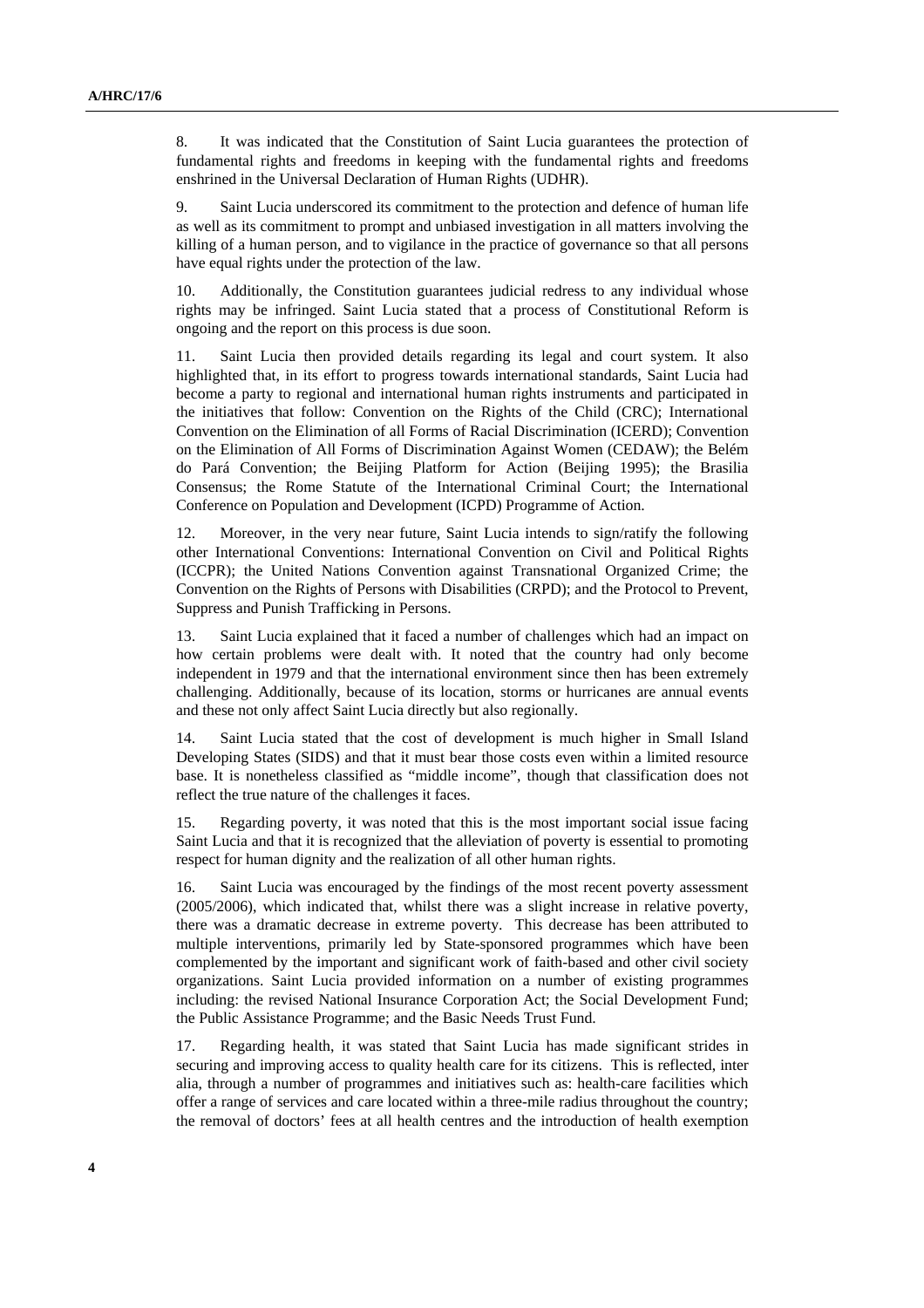8. It was indicated that the Constitution of Saint Lucia guarantees the protection of fundamental rights and freedoms in keeping with the fundamental rights and freedoms enshrined in the Universal Declaration of Human Rights (UDHR).

9. Saint Lucia underscored its commitment to the protection and defence of human life as well as its commitment to prompt and unbiased investigation in all matters involving the killing of a human person, and to vigilance in the practice of governance so that all persons have equal rights under the protection of the law.

10. Additionally, the Constitution guarantees judicial redress to any individual whose rights may be infringed. Saint Lucia stated that a process of Constitutional Reform is ongoing and the report on this process is due soon.

11. Saint Lucia then provided details regarding its legal and court system. It also highlighted that, in its effort to progress towards international standards, Saint Lucia had become a party to regional and international human rights instruments and participated in the initiatives that follow: Convention on the Rights of the Child (CRC); International Convention on the Elimination of all Forms of Racial Discrimination (ICERD); Convention on the Elimination of All Forms of Discrimination Against Women (CEDAW); the Belém do Pará Convention; the Beijing Platform for Action (Beijing 1995); the Brasilia Consensus; the Rome Statute of the International Criminal Court; the International Conference on Population and Development (ICPD) Programme of Action.

12. Moreover, in the very near future, Saint Lucia intends to sign/ratify the following other International Conventions: International Convention on Civil and Political Rights (ICCPR); the United Nations Convention against Transnational Organized Crime; the Convention on the Rights of Persons with Disabilities (CRPD); and the Protocol to Prevent, Suppress and Punish Trafficking in Persons.

13. Saint Lucia explained that it faced a number of challenges which had an impact on how certain problems were dealt with. It noted that the country had only become independent in 1979 and that the international environment since then has been extremely challenging. Additionally, because of its location, storms or hurricanes are annual events and these not only affect Saint Lucia directly but also regionally.

14. Saint Lucia stated that the cost of development is much higher in Small Island Developing States (SIDS) and that it must bear those costs even within a limited resource base. It is nonetheless classified as "middle income", though that classification does not reflect the true nature of the challenges it faces.

15. Regarding poverty, it was noted that this is the most important social issue facing Saint Lucia and that it is recognized that the alleviation of poverty is essential to promoting respect for human dignity and the realization of all other human rights.

16. Saint Lucia was encouraged by the findings of the most recent poverty assessment (2005/2006), which indicated that, whilst there was a slight increase in relative poverty, there was a dramatic decrease in extreme poverty. This decrease has been attributed to multiple interventions, primarily led by State-sponsored programmes which have been complemented by the important and significant work of faith-based and other civil society organizations. Saint Lucia provided information on a number of existing programmes including: the revised National Insurance Corporation Act; the Social Development Fund; the Public Assistance Programme; and the Basic Needs Trust Fund.

17. Regarding health, it was stated that Saint Lucia has made significant strides in securing and improving access to quality health care for its citizens. This is reflected, inter alia, through a number of programmes and initiatives such as: health-care facilities which offer a range of services and care located within a three-mile radius throughout the country; the removal of doctors' fees at all health centres and the introduction of health exemption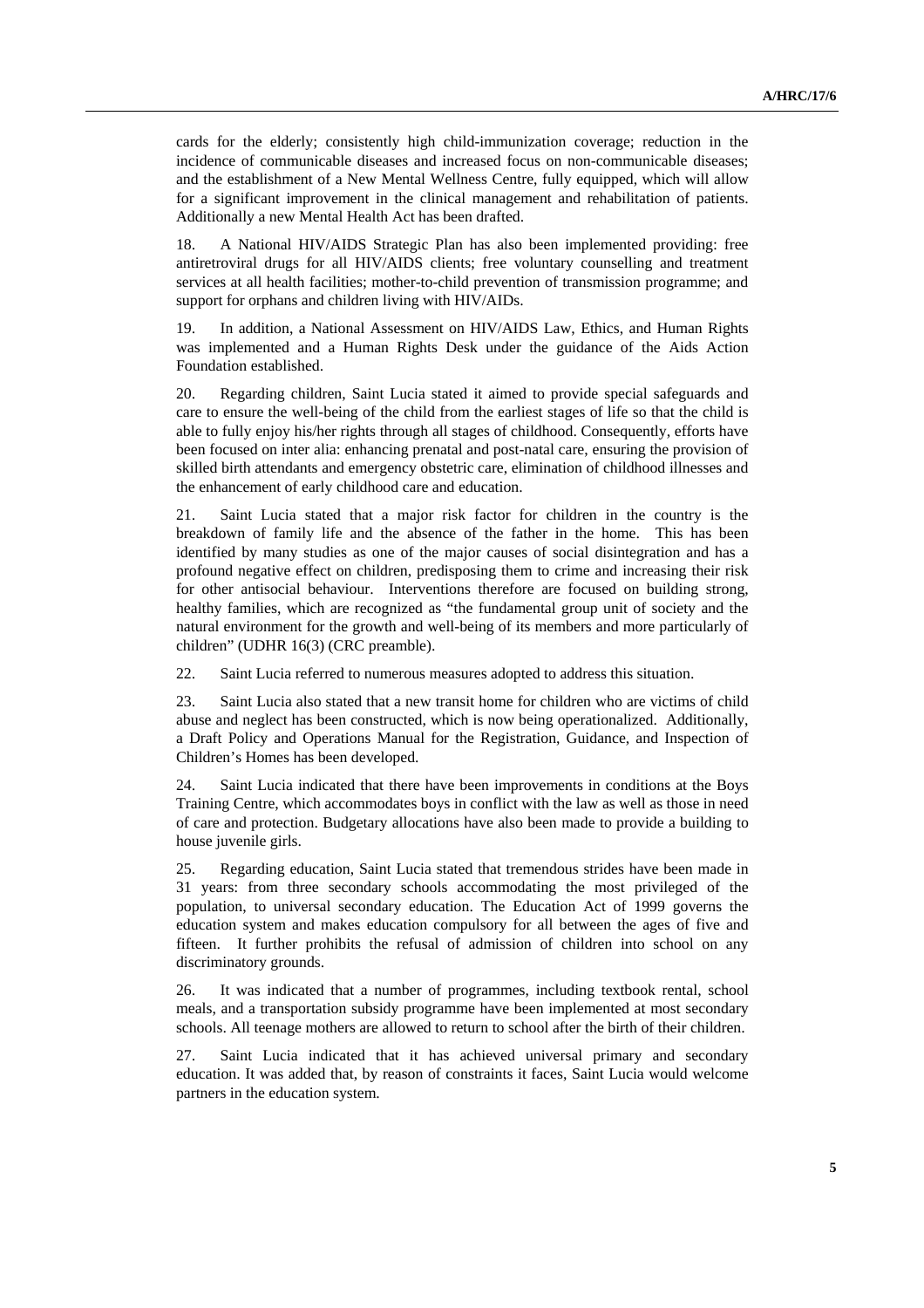cards for the elderly; consistently high child-immunization coverage; reduction in the incidence of communicable diseases and increased focus on non-communicable diseases; and the establishment of a New Mental Wellness Centre, fully equipped, which will allow for a significant improvement in the clinical management and rehabilitation of patients. Additionally a new Mental Health Act has been drafted.

18. A National HIV/AIDS Strategic Plan has also been implemented providing: free antiretroviral drugs for all HIV/AIDS clients; free voluntary counselling and treatment services at all health facilities; mother-to-child prevention of transmission programme; and support for orphans and children living with HIV/AIDs.

19. In addition, a National Assessment on HIV/AIDS Law, Ethics, and Human Rights was implemented and a Human Rights Desk under the guidance of the Aids Action Foundation established.

20. Regarding children, Saint Lucia stated it aimed to provide special safeguards and care to ensure the well-being of the child from the earliest stages of life so that the child is able to fully enjoy his/her rights through all stages of childhood. Consequently, efforts have been focused on inter alia: enhancing prenatal and post-natal care, ensuring the provision of skilled birth attendants and emergency obstetric care, elimination of childhood illnesses and the enhancement of early childhood care and education.

21. Saint Lucia stated that a major risk factor for children in the country is the breakdown of family life and the absence of the father in the home. This has been identified by many studies as one of the major causes of social disintegration and has a profound negative effect on children, predisposing them to crime and increasing their risk for other antisocial behaviour. Interventions therefore are focused on building strong, healthy families, which are recognized as "the fundamental group unit of society and the natural environment for the growth and well-being of its members and more particularly of children" (UDHR 16(3) (CRC preamble).

22. Saint Lucia referred to numerous measures adopted to address this situation.

23. Saint Lucia also stated that a new transit home for children who are victims of child abuse and neglect has been constructed, which is now being operationalized. Additionally, a Draft Policy and Operations Manual for the Registration, Guidance, and Inspection of Children's Homes has been developed.

24. Saint Lucia indicated that there have been improvements in conditions at the Boys Training Centre, which accommodates boys in conflict with the law as well as those in need of care and protection. Budgetary allocations have also been made to provide a building to house juvenile girls.

25. Regarding education, Saint Lucia stated that tremendous strides have been made in 31 years: from three secondary schools accommodating the most privileged of the population, to universal secondary education. The Education Act of 1999 governs the education system and makes education compulsory for all between the ages of five and fifteen. It further prohibits the refusal of admission of children into school on any discriminatory grounds.

26. It was indicated that a number of programmes, including textbook rental, school meals, and a transportation subsidy programme have been implemented at most secondary schools. All teenage mothers are allowed to return to school after the birth of their children.

27. Saint Lucia indicated that it has achieved universal primary and secondary education. It was added that, by reason of constraints it faces, Saint Lucia would welcome partners in the education system.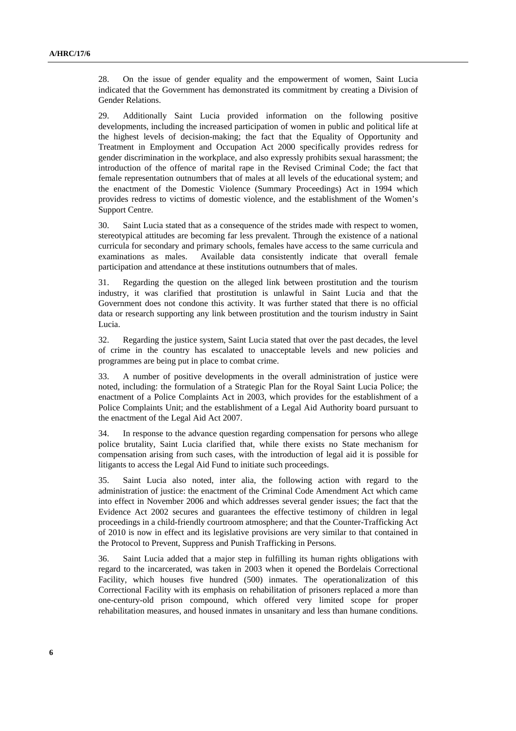28. On the issue of gender equality and the empowerment of women, Saint Lucia indicated that the Government has demonstrated its commitment by creating a Division of Gender Relations.

29. Additionally Saint Lucia provided information on the following positive developments, including the increased participation of women in public and political life at the highest levels of decision-making; the fact that the Equality of Opportunity and Treatment in Employment and Occupation Act 2000 specifically provides redress for gender discrimination in the workplace, and also expressly prohibits sexual harassment; the introduction of the offence of marital rape in the Revised Criminal Code; the fact that female representation outnumbers that of males at all levels of the educational system; and the enactment of the Domestic Violence (Summary Proceedings) Act in 1994 which provides redress to victims of domestic violence, and the establishment of the Women's Support Centre.

30. Saint Lucia stated that as a consequence of the strides made with respect to women, stereotypical attitudes are becoming far less prevalent. Through the existence of a national curricula for secondary and primary schools, females have access to the same curricula and examinations as males. Available data consistently indicate that overall female participation and attendance at these institutions outnumbers that of males.

31. Regarding the question on the alleged link between prostitution and the tourism industry, it was clarified that prostitution is unlawful in Saint Lucia and that the Government does not condone this activity. It was further stated that there is no official data or research supporting any link between prostitution and the tourism industry in Saint Lucia.

32. Regarding the justice system, Saint Lucia stated that over the past decades, the level of crime in the country has escalated to unacceptable levels and new policies and programmes are being put in place to combat crime.

33. A number of positive developments in the overall administration of justice were noted, including: the formulation of a Strategic Plan for the Royal Saint Lucia Police; the enactment of a Police Complaints Act in 2003, which provides for the establishment of a Police Complaints Unit; and the establishment of a Legal Aid Authority board pursuant to the enactment of the Legal Aid Act 2007.

34. In response to the advance question regarding compensation for persons who allege police brutality, Saint Lucia clarified that, while there exists no State mechanism for compensation arising from such cases, with the introduction of legal aid it is possible for litigants to access the Legal Aid Fund to initiate such proceedings.

35. Saint Lucia also noted, inter alia, the following action with regard to the administration of justice: the enactment of the Criminal Code Amendment Act which came into effect in November 2006 and which addresses several gender issues; the fact that the Evidence Act 2002 secures and guarantees the effective testimony of children in legal proceedings in a child-friendly courtroom atmosphere; and that the Counter-Trafficking Act of 2010 is now in effect and its legislative provisions are very similar to that contained in the Protocol to Prevent, Suppress and Punish Trafficking in Persons.

36. Saint Lucia added that a major step in fulfilling its human rights obligations with regard to the incarcerated, was taken in 2003 when it opened the Bordelais Correctional Facility, which houses five hundred (500) inmates. The operationalization of this Correctional Facility with its emphasis on rehabilitation of prisoners replaced a more than one-century-old prison compound, which offered very limited scope for proper rehabilitation measures, and housed inmates in unsanitary and less than humane conditions.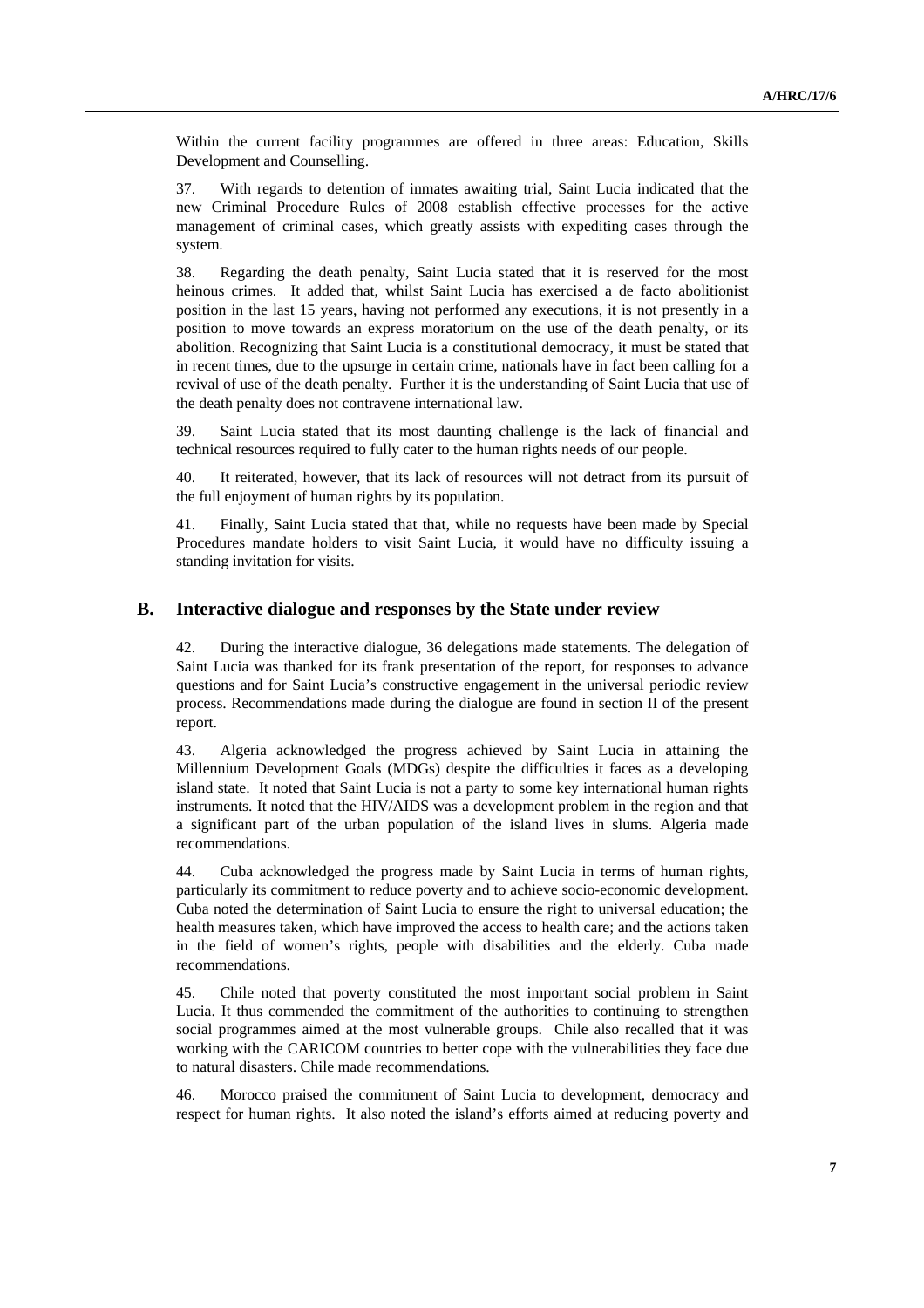Within the current facility programmes are offered in three areas: Education, Skills Development and Counselling.

37. With regards to detention of inmates awaiting trial, Saint Lucia indicated that the new Criminal Procedure Rules of 2008 establish effective processes for the active management of criminal cases, which greatly assists with expediting cases through the system.

38. Regarding the death penalty, Saint Lucia stated that it is reserved for the most heinous crimes. It added that, whilst Saint Lucia has exercised a de facto abolitionist position in the last 15 years, having not performed any executions, it is not presently in a position to move towards an express moratorium on the use of the death penalty, or its abolition. Recognizing that Saint Lucia is a constitutional democracy, it must be stated that in recent times, due to the upsurge in certain crime, nationals have in fact been calling for a revival of use of the death penalty. Further it is the understanding of Saint Lucia that use of the death penalty does not contravene international law.

39. Saint Lucia stated that its most daunting challenge is the lack of financial and technical resources required to fully cater to the human rights needs of our people.

40. It reiterated, however, that its lack of resources will not detract from its pursuit of the full enjoyment of human rights by its population.

41. Finally, Saint Lucia stated that that, while no requests have been made by Special Procedures mandate holders to visit Saint Lucia, it would have no difficulty issuing a standing invitation for visits.

## B. Interactive dialogue and responses by the State under review

42. During the interactive dialogue, 36 delegations made statements. The delegation of Saint Lucia was thanked for its frank presentation of the report, for responses to advance questions and for Saint Lucia's constructive engagement in the universal periodic review process. Recommendations made during the dialogue are found in section II of the present report.

43. Algeria acknowledged the progress achieved by Saint Lucia in attaining the Millennium Development Goals (MDGs) despite the difficulties it faces as a developing island state. It noted that Saint Lucia is not a party to some key international human rights instruments. It noted that the HIV/AIDS was a development problem in the region and that a significant part of the urban population of the island lives in slums. Algeria made recommendations.

44. Cuba acknowledged the progress made by Saint Lucia in terms of human rights, particularly its commitment to reduce poverty and to achieve socio-economic development. Cuba noted the determination of Saint Lucia to ensure the right to universal education; the health measures taken, which have improved the access to health care; and the actions taken in the field of women's rights, people with disabilities and the elderly. Cuba made recommendations.

45. Chile noted that poverty constituted the most important social problem in Saint Lucia. It thus commended the commitment of the authorities to continuing to strengthen social programmes aimed at the most vulnerable groups. Chile also recalled that it was working with the CARICOM countries to better cope with the vulnerabilities they face due to natural disasters. Chile made recommendations.

46. Morocco praised the commitment of Saint Lucia to development, democracy and respect for human rights. It also noted the island's efforts aimed at reducing poverty and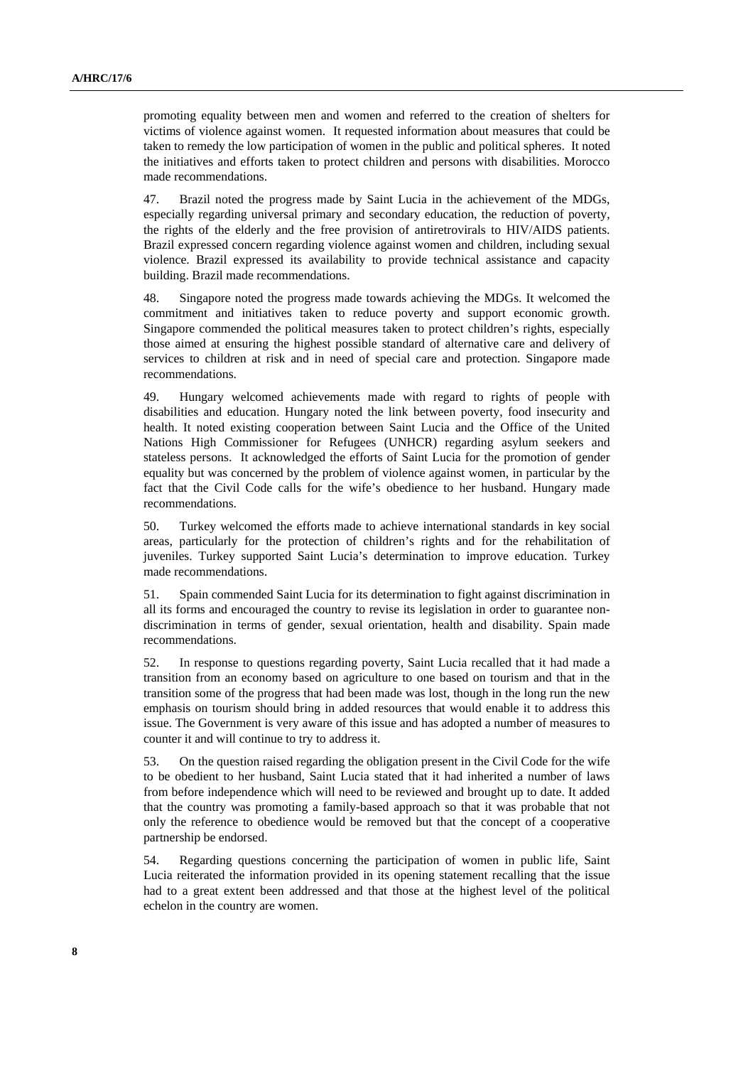promoting equality between men and women and referred to the creation of shelters for victims of violence against women. It requested information about measures that could be taken to remedy the low participation of women in the public and political spheres. It noted the initiatives and efforts taken to protect children and persons with disabilities. Morocco made recommendations.

47. Brazil noted the progress made by Saint Lucia in the achievement of the MDGs, especially regarding universal primary and secondary education, the reduction of poverty, the rights of the elderly and the free provision of antiretrovirals to HIV/AIDS patients. Brazil expressed concern regarding violence against women and children, including sexual violence. Brazil expressed its availability to provide technical assistance and capacity building. Brazil made recommendations.

48. Singapore noted the progress made towards achieving the MDGs. It welcomed the commitment and initiatives taken to reduce poverty and support economic growth. Singapore commended the political measures taken to protect children's rights, especially those aimed at ensuring the highest possible standard of alternative care and delivery of services to children at risk and in need of special care and protection. Singapore made recommendations.

49. Hungary welcomed achievements made with regard to rights of people with disabilities and education. Hungary noted the link between poverty, food insecurity and health. It noted existing cooperation between Saint Lucia and the Office of the United Nations High Commissioner for Refugees (UNHCR) regarding asylum seekers and stateless persons. It acknowledged the efforts of Saint Lucia for the promotion of gender equality but was concerned by the problem of violence against women, in particular by the fact that the Civil Code calls for the wife's obedience to her husband. Hungary made recommendations.

50. Turkey welcomed the efforts made to achieve international standards in key social areas, particularly for the protection of children's rights and for the rehabilitation of juveniles. Turkey supported Saint Lucia's determination to improve education. Turkey made recommendations.

51. Spain commended Saint Lucia for its determination to fight against discrimination in all its forms and encouraged the country to revise its legislation in order to guarantee non-discrimination in terms of gender, sexual orientation, health and disability. Spain made recommendations.

52. In response to questions regarding poverty, Saint Lucia recalled that it had made a transition from an economy based on agriculture to one based on tourism and that in the transition some of the progress that had been made was lost, though in the long run the new emphasis on tourism should bring in added resources that would enable it to address this issue. The Government is very aware of this issue and has adopted a number of measures to counter it and will continue to try to address it.

53. On the question raised regarding the obligation present in the Civil Code for the wife to be obedient to her husband, Saint Lucia stated that it had inherited a number of laws from before independence which will need to be reviewed and brought up to date. It added that the country was promoting a family-based approach so that it was probable that not only the reference to obedience would be removed but that the concept of a cooperative partnership be endorsed.

54. Regarding questions concerning the participation of women in public life, Saint Lucia reiterated the information provided in its opening statement recalling that the issue had to a great extent been addressed and that those at the highest level of the political echelon in the country are women.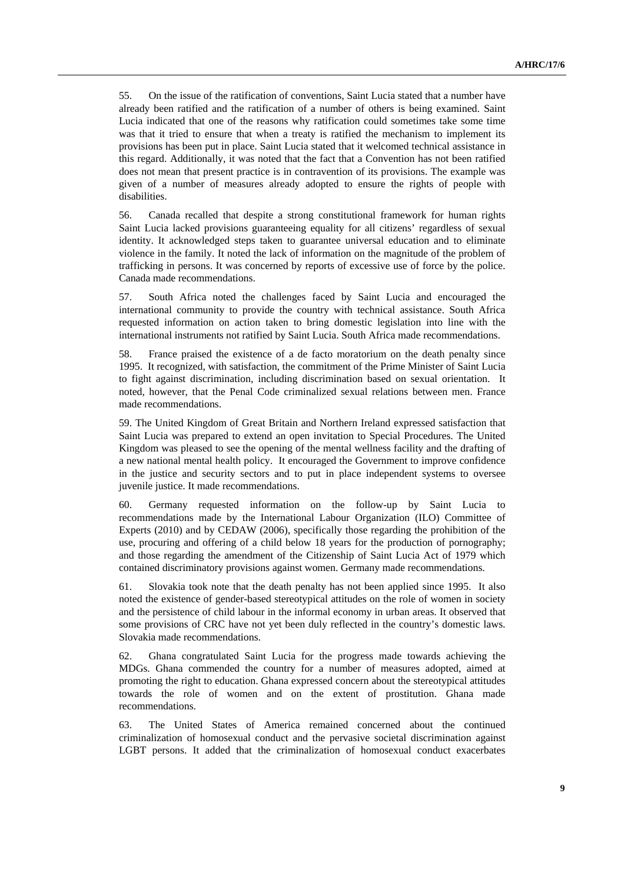55. On the issue of the ratification of conventions, Saint Lucia stated that a number have already been ratified and the ratification of a number of others is being examined. Saint Lucia indicated that one of the reasons why ratification could sometimes take some time was that it tried to ensure that when a treaty is ratified the mechanism to implement its provisions has been put in place. Saint Lucia stated that it welcomed technical assistance in this regard. Additionally, it was noted that the fact that a Convention has not been ratified does not mean that present practice is in contravention of its provisions. The example was given of a number of measures already adopted to ensure the rights of people with disabilities.

56. Canada recalled that despite a strong constitutional framework for human rights Saint Lucia lacked provisions guaranteeing equality for all citizens' regardless of sexual identity. It acknowledged steps taken to guarantee universal education and to eliminate violence in the family. It noted the lack of information on the magnitude of the problem of trafficking in persons. It was concerned by reports of excessive use of force by the police. Canada made recommendations.

57. South Africa noted the challenges faced by Saint Lucia and encouraged the international community to provide the country with technical assistance. South Africa requested information on action taken to bring domestic legislation into line with the international instruments not ratified by Saint Lucia. South Africa made recommendations.

58. France praised the existence of a de facto moratorium on the death penalty since 1995. It recognized, with satisfaction, the commitment of the Prime Minister of Saint Lucia to fight against discrimination, including discrimination based on sexual orientation. It noted, however, that the Penal Code criminalized sexual relations between men. France made recommendations.

59. The United Kingdom of Great Britain and Northern Ireland expressed satisfaction that Saint Lucia was prepared to extend an open invitation to Special Procedures. The United Kingdom was pleased to see the opening of the mental wellness facility and the drafting of a new national mental health policy. It encouraged the Government to improve confidence in the justice and security sectors and to put in place independent systems to oversee juvenile justice. It made recommendations.

60. Germany requested information on the follow-up by Saint Lucia to recommendations made by the International Labour Organization (ILO) Committee of Experts (2010) and by CEDAW (2006), specifically those regarding the prohibition of the use, procuring and offering of a child below 18 years for the production of pornography; and those regarding the amendment of the Citizenship of Saint Lucia Act of 1979 which contained discriminatory provisions against women. Germany made recommendations.

61. Slovakia took note that the death penalty has not been applied since 1995. It also noted the existence of gender-based stereotypical attitudes on the role of women in society and the persistence of child labour in the informal economy in urban areas. It observed that some provisions of CRC have not yet been duly reflected in the country's domestic laws. Slovakia made recommendations.

62. Ghana congratulated Saint Lucia for the progress made towards achieving the MDGs. Ghana commended the country for a number of measures adopted, aimed at promoting the right to education. Ghana expressed concern about the stereotypical attitudes towards the role of women and on the extent of prostitution. Ghana made recommendations.

63. The United States of America remained concerned about the continued criminalization of homosexual conduct and the pervasive societal discrimination against LGBT persons. It added that the criminalization of homosexual conduct exacerbates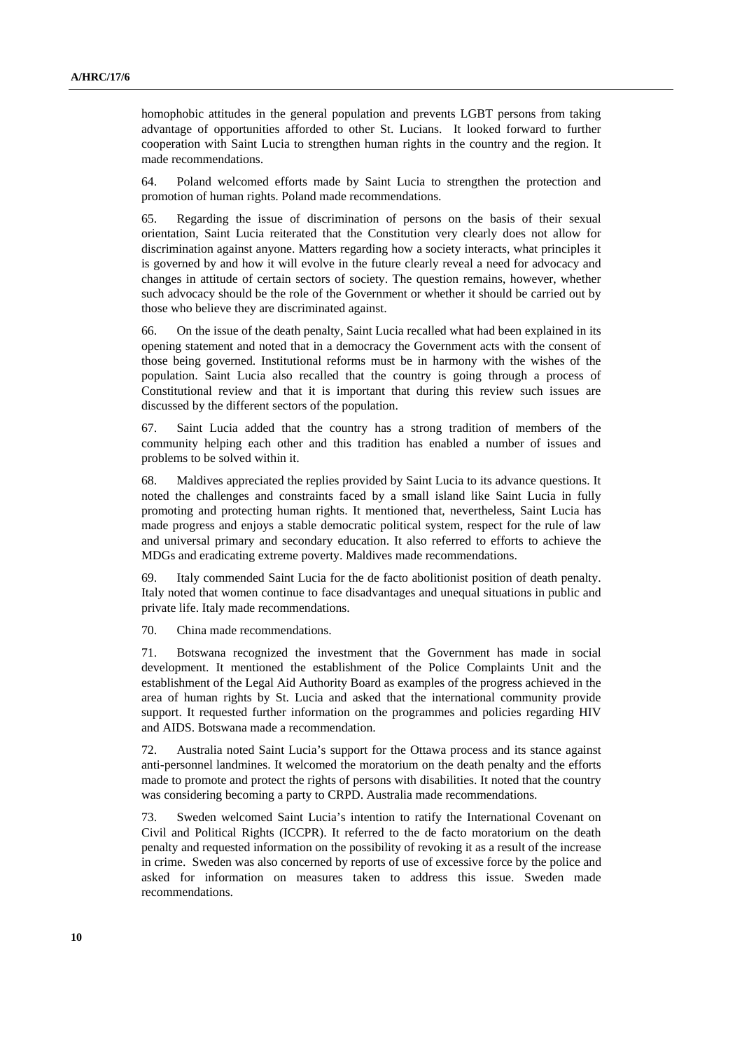homophobic attitudes in the general population and prevents LGBT persons from taking advantage of opportunities afforded to other St. Lucians. It looked forward to further cooperation with Saint Lucia to strengthen human rights in the country and the region. It made recommendations.

64. Poland welcomed efforts made by Saint Lucia to strengthen the protection and promotion of human rights. Poland made recommendations.

65. Regarding the issue of discrimination of persons on the basis of their sexual orientation, Saint Lucia reiterated that the Constitution very clearly does not allow for discrimination against anyone. Matters regarding how a society interacts, what principles it is governed by and how it will evolve in the future clearly reveal a need for advocacy and changes in attitude of certain sectors of society. The question remains, however, whether such advocacy should be the role of the Government or whether it should be carried out by those who believe they are discriminated against.

66. On the issue of the death penalty, Saint Lucia recalled what had been explained in its opening statement and noted that in a democracy the Government acts with the consent of those being governed. Institutional reforms must be in harmony with the wishes of the population. Saint Lucia also recalled that the country is going through a process of Constitutional review and that it is important that during this review such issues are discussed by the different sectors of the population.

67. Saint Lucia added that the country has a strong tradition of members of the community helping each other and this tradition has enabled a number of issues and problems to be solved within it.

68. Maldives appreciated the replies provided by Saint Lucia to its advance questions. It noted the challenges and constraints faced by a small island like Saint Lucia in fully promoting and protecting human rights. It mentioned that, nevertheless, Saint Lucia has made progress and enjoys a stable democratic political system, respect for the rule of law and universal primary and secondary education. It also referred to efforts to achieve the MDGs and eradicating extreme poverty. Maldives made recommendations.

69. Italy commended Saint Lucia for the de facto abolitionist position of death penalty. Italy noted that women continue to face disadvantages and unequal situations in public and private life. Italy made recommendations.

70. China made recommendations.

71. Botswana recognized the investment that the Government has made in social development. It mentioned the establishment of the Police Complaints Unit and the establishment of the Legal Aid Authority Board as examples of the progress achieved in the area of human rights by St. Lucia and asked that the international community provide support. It requested further information on the programmes and policies regarding HIV and AIDS. Botswana made a recommendation.

72. Australia noted Saint Lucia's support for the Ottawa process and its stance against anti-personnel landmines. It welcomed the moratorium on the death penalty and the efforts made to promote and protect the rights of persons with disabilities. It noted that the country was considering becoming a party to CRPD. Australia made recommendations.

73. Sweden welcomed Saint Lucia's intention to ratify the International Covenant on Civil and Political Rights (ICCPR). It referred to the de facto moratorium on the death penalty and requested information on the possibility of revoking it as a result of the increase in crime. Sweden was also concerned by reports of use of excessive force by the police and asked for information on measures taken to address this issue. Sweden made recommendations.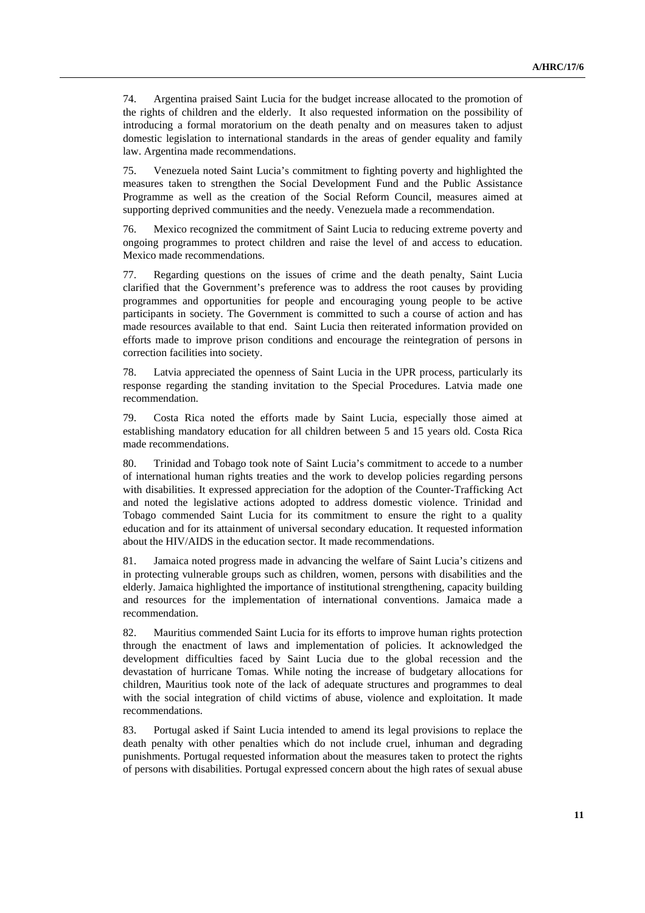74. Argentina praised Saint Lucia for the budget increase allocated to the promotion of the rights of children and the elderly. It also requested information on the possibility of introducing a formal moratorium on the death penalty and on measures taken to adjust domestic legislation to international standards in the areas of gender equality and family law. Argentina made recommendations.

75. Venezuela noted Saint Lucia's commitment to fighting poverty and highlighted the measures taken to strengthen the Social Development Fund and the Public Assistance Programme as well as the creation of the Social Reform Council, measures aimed at supporting deprived communities and the needy. Venezuela made a recommendation.

76. Mexico recognized the commitment of Saint Lucia to reducing extreme poverty and ongoing programmes to protect children and raise the level of and access to education. Mexico made recommendations.

77. Regarding questions on the issues of crime and the death penalty, Saint Lucia clarified that the Government's preference was to address the root causes by providing programmes and opportunities for people and encouraging young people to be active participants in society. The Government is committed to such a course of action and has made resources available to that end. Saint Lucia then reiterated information provided on efforts made to improve prison conditions and encourage the reintegration of persons in correction facilities into society.

78. Latvia appreciated the openness of Saint Lucia in the UPR process, particularly its response regarding the standing invitation to the Special Procedures. Latvia made one recommendation.

79. Costa Rica noted the efforts made by Saint Lucia, especially those aimed at establishing mandatory education for all children between 5 and 15 years old. Costa Rica made recommendations.

80. Trinidad and Tobago took note of Saint Lucia's commitment to accede to a number of international human rights treaties and the work to develop policies regarding persons with disabilities. It expressed appreciation for the adoption of the Counter-Trafficking Act and noted the legislative actions adopted to address domestic violence. Trinidad and Tobago commended Saint Lucia for its commitment to ensure the right to a quality education and for its attainment of universal secondary education. It requested information about the HIV/AIDS in the education sector. It made recommendations.

81. Jamaica noted progress made in advancing the welfare of Saint Lucia's citizens and in protecting vulnerable groups such as children, women, persons with disabilities and the elderly. Jamaica highlighted the importance of institutional strengthening, capacity building and resources for the implementation of international conventions. Jamaica made a recommendation.

82. Mauritius commended Saint Lucia for its efforts to improve human rights protection through the enactment of laws and implementation of policies. It acknowledged the development difficulties faced by Saint Lucia due to the global recession and the devastation of hurricane Tomas. While noting the increase of budgetary allocations for children, Mauritius took note of the lack of adequate structures and programmes to deal with the social integration of child victims of abuse, violence and exploitation. It made recommendations.

83. Portugal asked if Saint Lucia intended to amend its legal provisions to replace the death penalty with other penalties which do not include cruel, inhuman and degrading punishments. Portugal requested information about the measures taken to protect the rights of persons with disabilities. Portugal expressed concern about the high rates of sexual abuse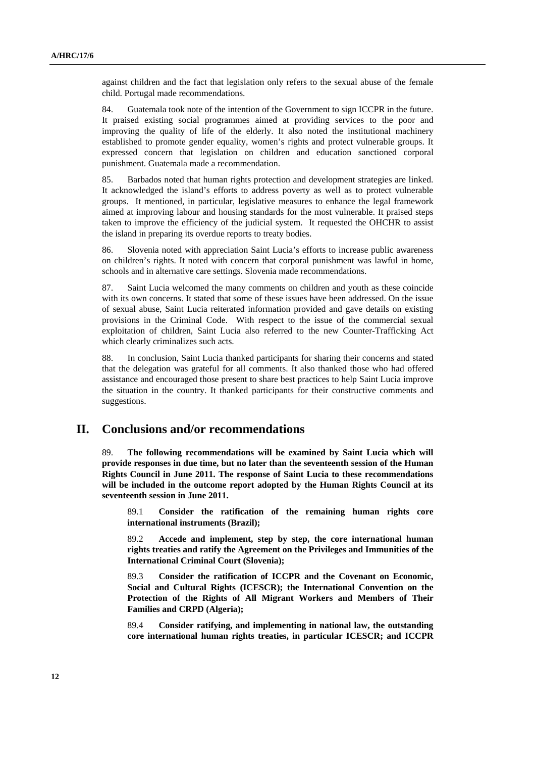against children and the fact that legislation only refers to the sexual abuse of the female child. Portugal made recommendations.

84. Guatemala took note of the intention of the Government to sign ICCPR in the future. It praised existing social programmes aimed at providing services to the poor and improving the quality of life of the elderly. It also noted the institutional machinery established to promote gender equality, women's rights and protect vulnerable groups. It expressed concern that legislation on children and education sanctioned corporal punishment. Guatemala made a recommendation.

85. Barbados noted that human rights protection and development strategies are linked. It acknowledged the island's efforts to address poverty as well as to protect vulnerable groups. It mentioned, in particular, legislative measures to enhance the legal framework aimed at improving labour and housing standards for the most vulnerable. It praised steps taken to improve the efficiency of the judicial system. It requested the OHCHR to assist the island in preparing its overdue reports to treaty bodies.

86. Slovenia noted with appreciation Saint Lucia's efforts to increase public awareness on children's rights. It noted with concern that corporal punishment was lawful in home, schools and in alternative care settings. Slovenia made recommendations.

87. Saint Lucia welcomed the many comments on children and youth as these coincide with its own concerns. It stated that some of these issues have been addressed. On the issue of sexual abuse, Saint Lucia reiterated information provided and gave details on existing provisions in the Criminal Code. With respect to the issue of the commercial sexual exploitation of children, Saint Lucia also referred to the new Counter-Trafficking Act which clearly criminalizes such acts.

88. In conclusion, Saint Lucia thanked participants for sharing their concerns and stated that the delegation was grateful for all comments. It also thanked those who had offered assistance and encouraged those present to share best practices to help Saint Lucia improve the situation in the country. It thanked participants for their constructive comments and suggestions.

## II. Conclusions and/or recommendations

89. **The following recommendations will be examined by Saint Lucia which will provide responses in due time, but no later than the seventeenth session of the Human Rights Council in June 2011. The response of Saint Lucia to these recommendations will be included in the outcome report adopted by the Human Rights Council at its seventeenth session in June 2011.**

89.1 **Consider the ratification of the remaining human rights core international instruments (Brazil);**

89.2 **Accede and implement, step by step, the core international human rights treaties and ratify the Agreement on the Privileges and Immunities of the International Criminal Court (Slovenia);**

89.3 **Consider the ratification of ICCPR and the Covenant on Economic, Social and Cultural Rights (ICESCR); the International Convention on the Protection of the Rights of All Migrant Workers and Members of Their Families and CRPD (Algeria);**

89.4 **Consider ratifying, and implementing in national law, the outstanding core international human rights treaties, in particular ICESCR; and ICCPR**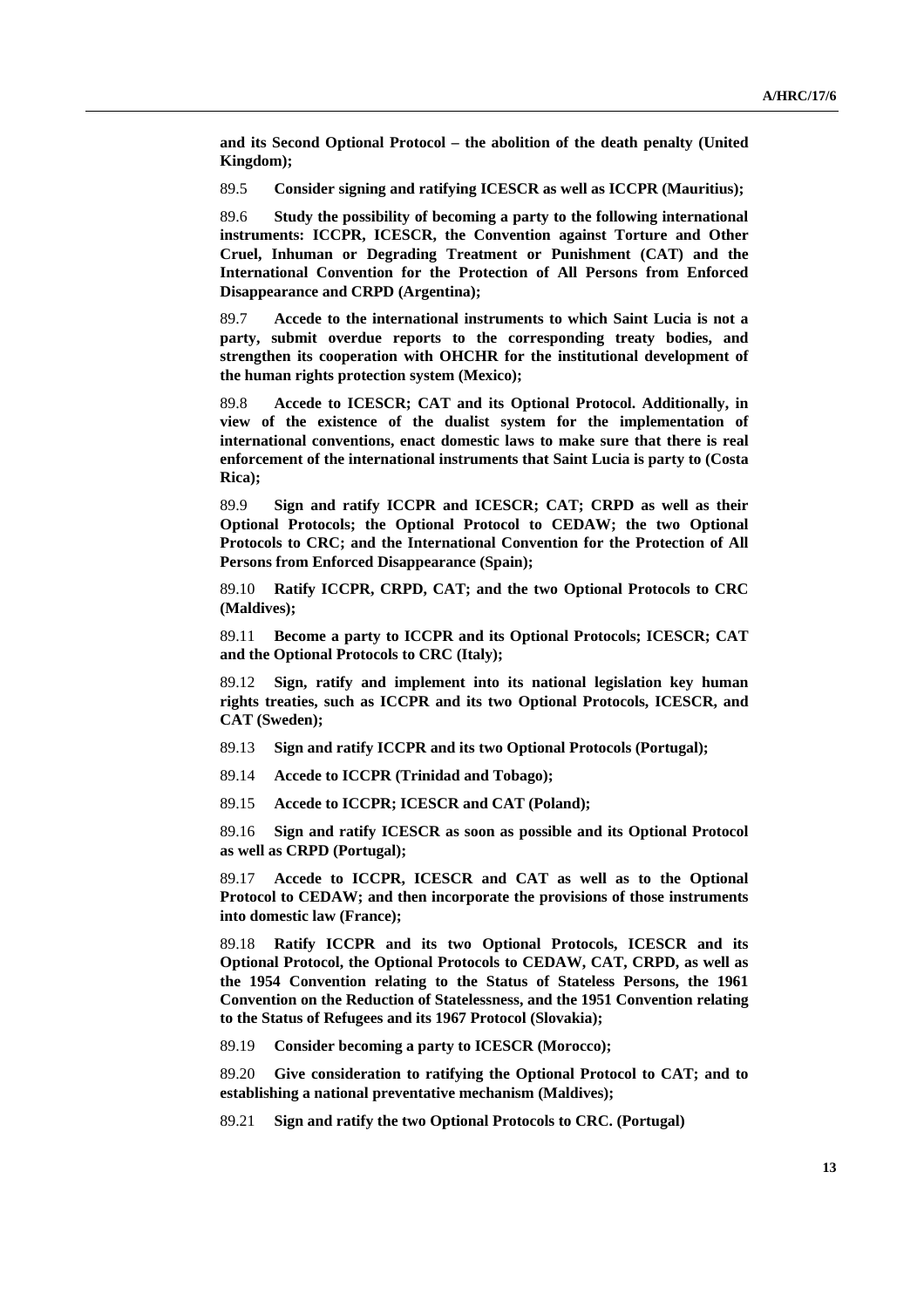**and its Second Optional Protocol – the abolition of the death penalty (United Kingdom);**

89.5 **Consider signing and ratifying ICESCR as well as ICCPR (Mauritius);**

89.6 **Study the possibility of becoming a party to the following international instruments: ICCPR, ICESCR, the Convention against Torture and Other Cruel, Inhuman or Degrading Treatment or Punishment (CAT) and the International Convention for the Protection of All Persons from Enforced Disappearance and CRPD (Argentina);**

89.7 **Accede to the international instruments to which Saint Lucia is not a party, submit overdue reports to the corresponding treaty bodies, and strengthen its cooperation with OHCHR for the institutional development of the human rights protection system (Mexico);**

89.8 **Accede to ICESCR; CAT and its Optional Protocol. Additionally, in view of the existence of the dualist system for the implementation of international conventions, enact domestic laws to make sure that there is real enforcement of the international instruments that Saint Lucia is party to (Costa Rica);**

89.9 **Sign and ratify ICCPR and ICESCR; CAT; CRPD as well as their Optional Protocols; the Optional Protocol to CEDAW; the two Optional Protocols to CRC; and the International Convention for the Protection of All Persons from Enforced Disappearance (Spain);**

89.10 **Ratify ICCPR, CRPD, CAT; and the two Optional Protocols to CRC (Maldives);**

89.11 **Become a party to ICCPR and its Optional Protocols; ICESCR; CAT and the Optional Protocols to CRC (Italy);**

89.12 **Sign, ratify and implement into its national legislation key human rights treaties, such as ICCPR and its two Optional Protocols, ICESCR, and CAT (Sweden);**

89.13 **Sign and ratify ICCPR and its two Optional Protocols (Portugal);**

89.14 **Accede to ICCPR (Trinidad and Tobago);**

89.15 **Accede to ICCPR; ICESCR and CAT (Poland);**

89.16 **Sign and ratify ICESCR as soon as possible and its Optional Protocol as well as CRPD (Portugal);**

89.17 **Accede to ICCPR, ICESCR and CAT as well as to the Optional Protocol to CEDAW; and then incorporate the provisions of those instruments into domestic law (France);**

89.18 **Ratify ICCPR and its two Optional Protocols, ICESCR and its Optional Protocol, the Optional Protocols to CEDAW, CAT, CRPD, as well as the 1954 Convention relating to the Status of Stateless Persons, the 1961 Convention on the Reduction of Statelessness, and the 1951 Convention relating to the Status of Refugees and its 1967 Protocol (Slovakia);**

89.19 **Consider becoming a party to ICESCR (Morocco);**

89.20 **Give consideration to ratifying the Optional Protocol to CAT; and to establishing a national preventative mechanism (Maldives);**

89.21 **Sign and ratify the two Optional Protocols to CRC. (Portugal)**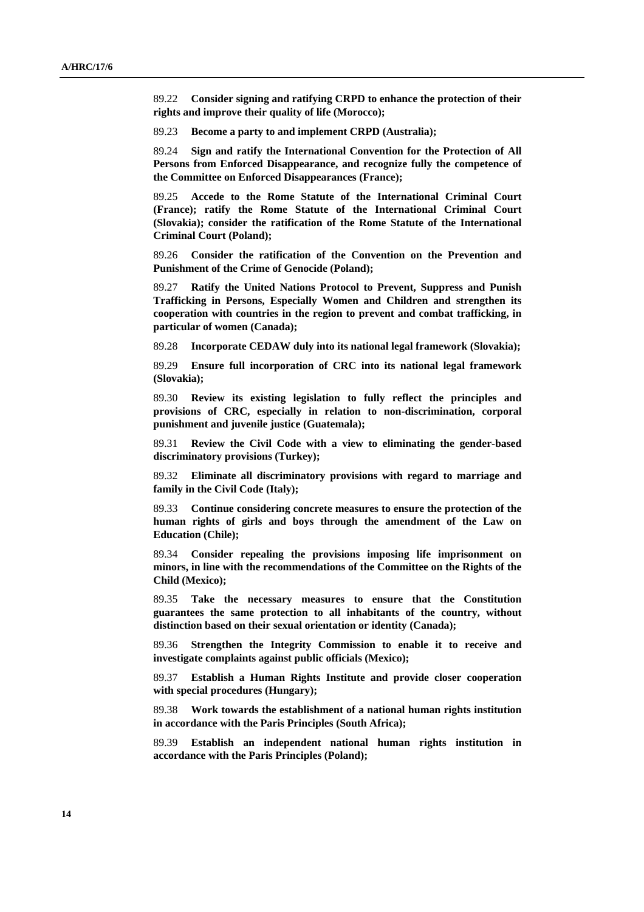89.22 **Consider signing and ratifying CRPD to enhance the protection of their rights and improve their quality of life (Morocco);**

89.23 **Become a party to and implement CRPD (Australia);**

89.24 **Sign and ratify the International Convention for the Protection of All Persons from Enforced Disappearance, and recognize fully the competence of the Committee on Enforced Disappearances (France);**

89.25 **Accede to the Rome Statute of the International Criminal Court (France); ratify the Rome Statute of the International Criminal Court (Slovakia); consider the ratification of the Rome Statute of the International Criminal Court (Poland);**

89.26 **Consider the ratification of the Convention on the Prevention and Punishment of the Crime of Genocide (Poland);**

89.27 **Ratify the United Nations Protocol to Prevent, Suppress and Punish Trafficking in Persons, Especially Women and Children and strengthen its cooperation with countries in the region to prevent and combat trafficking, in particular of women (Canada);**

89.28 **Incorporate CEDAW duly into its national legal framework (Slovakia);**

89.29 **Ensure full incorporation of CRC into its national legal framework (Slovakia);**

89.30 **Review its existing legislation to fully reflect the principles and provisions of CRC, especially in relation to non-discrimination, corporal punishment and juvenile justice (Guatemala);**

89.31 **Review the Civil Code with a view to eliminating the gender-based discriminatory provisions (Turkey);**

89.32 **Eliminate all discriminatory provisions with regard to marriage and family in the Civil Code (Italy);**

89.33 **Continue considering concrete measures to ensure the protection of the human rights of girls and boys through the amendment of the Law on Education (Chile);**

89.34 **Consider repealing the provisions imposing life imprisonment on minors, in line with the recommendations of the Committee on the Rights of the Child (Mexico);**

89.35 **Take the necessary measures to ensure that the Constitution guarantees the same protection to all inhabitants of the country, without distinction based on their sexual orientation or identity (Canada);**

89.36 **Strengthen the Integrity Commission to enable it to receive and investigate complaints against public officials (Mexico);**

89.37 **Establish a Human Rights Institute and provide closer cooperation with special procedures (Hungary);**

89.38 **Work towards the establishment of a national human rights institution in accordance with the Paris Principles (South Africa);**

89.39 **Establish an independent national human rights institution in accordance with the Paris Principles (Poland);**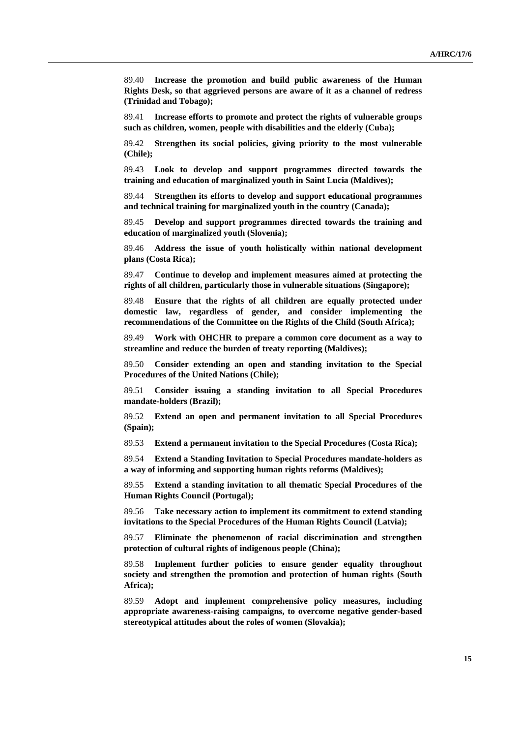89.40 **Increase the promotion and build public awareness of the Human Rights Desk, so that aggrieved persons are aware of it as a channel of redress (Trinidad and Tobago);**

89.41 **Increase efforts to promote and protect the rights of vulnerable groups such as children, women, people with disabilities and the elderly (Cuba);**

89.42 **Strengthen its social policies, giving priority to the most vulnerable (Chile);**

89.43 **Look to develop and support programmes directed towards the training and education of marginalized youth in Saint Lucia (Maldives);**

89.44 **Strengthen its efforts to develop and support educational programmes and technical training for marginalized youth in the country (Canada);**

89.45 **Develop and support programmes directed towards the training and education of marginalized youth (Slovenia);**

89.46 **Address the issue of youth holistically within national development plans (Costa Rica);**

89.47 **Continue to develop and implement measures aimed at protecting the rights of all children, particularly those in vulnerable situations (Singapore);**

89.48 **Ensure that the rights of all children are equally protected under domestic law, regardless of gender, and consider implementing the recommendations of the Committee on the Rights of the Child (South Africa);**

89.49 **Work with OHCHR to prepare a common core document as a way to streamline and reduce the burden of treaty reporting (Maldives);**

89.50 **Consider extending an open and standing invitation to the Special Procedures of the United Nations (Chile);**

89.51 **Consider issuing a standing invitation to all Special Procedures mandate-holders (Brazil);**

89.52 **Extend an open and permanent invitation to all Special Procedures (Spain);**

89.53 **Extend a permanent invitation to the Special Procedures (Costa Rica);**

89.54 **Extend a Standing Invitation to Special Procedures mandate-holders as a way of informing and supporting human rights reforms (Maldives);**

89.55 **Extend a standing invitation to all thematic Special Procedures of the Human Rights Council (Portugal);**

89.56 **Take necessary action to implement its commitment to extend standing invitations to the Special Procedures of the Human Rights Council (Latvia);**

89.57 **Eliminate the phenomenon of racial discrimination and strengthen protection of cultural rights of indigenous people (China);**

89.58 **Implement further policies to ensure gender equality throughout society and strengthen the promotion and protection of human rights (South Africa);**

89.59 **Adopt and implement comprehensive policy measures, including appropriate awareness-raising campaigns, to overcome negative gender-based stereotypical attitudes about the roles of women (Slovakia);**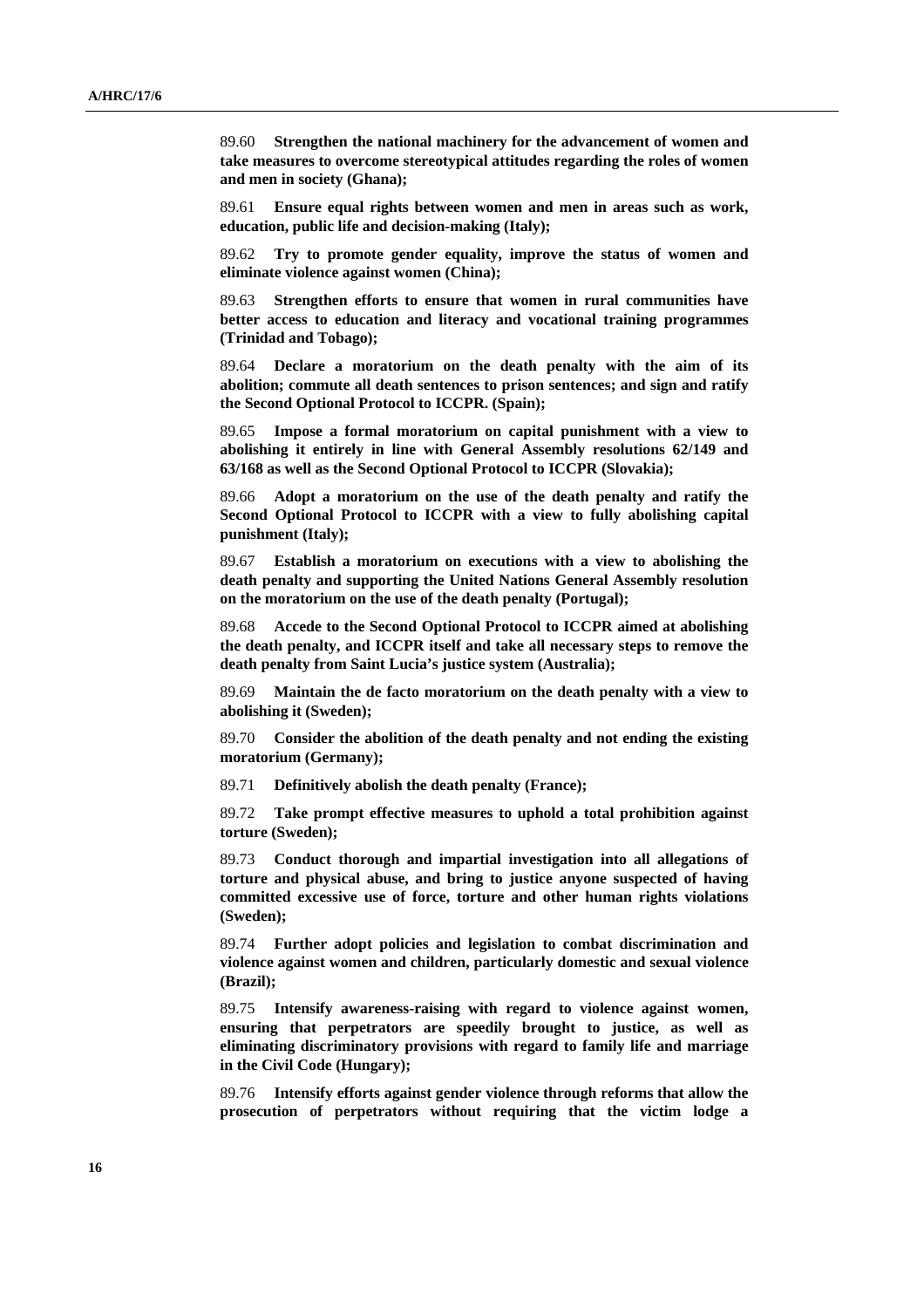89.60 **Strengthen the national machinery for the advancement of women and take measures to overcome stereotypical attitudes regarding the roles of women and men in society (Ghana);**

89.61 **Ensure equal rights between women and men in areas such as work, education, public life and decision-making (Italy);**

89.62 **Try to promote gender equality, improve the status of women and eliminate violence against women (China);**

89.63 **Strengthen efforts to ensure that women in rural communities have better access to education and literacy and vocational training programmes (Trinidad and Tobago);**

89.64 **Declare a moratorium on the death penalty with the aim of its abolition; commute all death sentences to prison sentences; and sign and ratify the Second Optional Protocol to ICCPR. (Spain);**

89.65 **Impose a formal moratorium on capital punishment with a view to abolishing it entirely in line with General Assembly resolutions 62/149 and 63/168 as well as the Second Optional Protocol to ICCPR (Slovakia);**

89.66 **Adopt a moratorium on the use of the death penalty and ratify the Second Optional Protocol to ICCPR with a view to fully abolishing capital punishment (Italy);**

89.67 **Establish a moratorium on executions with a view to abolishing the death penalty and supporting the United Nations General Assembly resolution on the moratorium on the use of the death penalty (Portugal);**

89.68 **Accede to the Second Optional Protocol to ICCPR aimed at abolishing the death penalty, and ICCPR itself and take all necessary steps to remove the death penalty from Saint Lucia's justice system (Australia);**

89.69 **Maintain the de facto moratorium on the death penalty with a view to abolishing it (Sweden);**

89.70 **Consider the abolition of the death penalty and not ending the existing moratorium (Germany);**

89.71 **Definitively abolish the death penalty (France);**

89.72 **Take prompt effective measures to uphold a total prohibition against torture (Sweden);**

89.73 **Conduct thorough and impartial investigation into all allegations of torture and physical abuse, and bring to justice anyone suspected of having committed excessive use of force, torture and other human rights violations (Sweden);**

89.74 **Further adopt policies and legislation to combat discrimination and violence against women and children, particularly domestic and sexual violence (Brazil);**

89.75 **Intensify awareness-raising with regard to violence against women, ensuring that perpetrators are speedily brought to justice, as well as eliminating discriminatory provisions with regard to family life and marriage in the Civil Code (Hungary);**

89.76 **Intensify efforts against gender violence through reforms that allow the prosecution of perpetrators without requiring that the victim lodge a**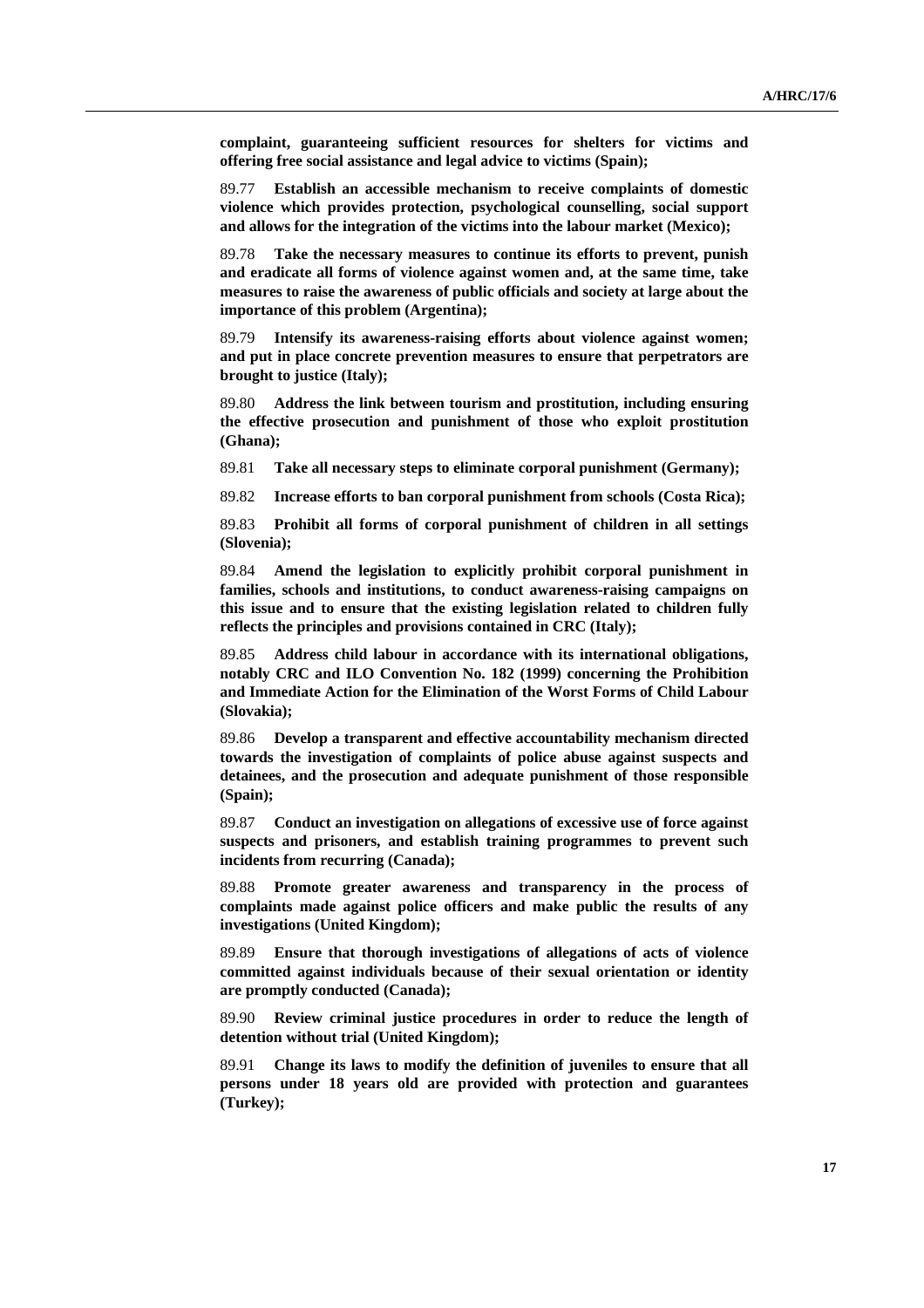**complaint, guaranteeing sufficient resources for shelters for victims and offering free social assistance and legal advice to victims (Spain);**

89.77 **Establish an accessible mechanism to receive complaints of domestic violence which provides protection, psychological counselling, social support and allows for the integration of the victims into the labour market (Mexico);**

89.78 **Take the necessary measures to continue its efforts to prevent, punish and eradicate all forms of violence against women and, at the same time, take measures to raise the awareness of public officials and society at large about the importance of this problem (Argentina);**

89.79 **Intensify its awareness-raising efforts about violence against women; and put in place concrete prevention measures to ensure that perpetrators are brought to justice (Italy);**

89.80 **Address the link between tourism and prostitution, including ensuring the effective prosecution and punishment of those who exploit prostitution (Ghana);**

89.81 **Take all necessary steps to eliminate corporal punishment (Germany);**

89.82 **Increase efforts to ban corporal punishment from schools (Costa Rica);**

89.83 **Prohibit all forms of corporal punishment of children in all settings (Slovenia);**

89.84 **Amend the legislation to explicitly prohibit corporal punishment in families, schools and institutions, to conduct awareness-raising campaigns on this issue and to ensure that the existing legislation related to children fully reflects the principles and provisions contained in CRC (Italy);**

89.85 **Address child labour in accordance with its international obligations, notably CRC and ILO Convention No. 182 (1999) concerning the Prohibition and Immediate Action for the Elimination of the Worst Forms of Child Labour (Slovakia);**

89.86 **Develop a transparent and effective accountability mechanism directed towards the investigation of complaints of police abuse against suspects and detainees, and the prosecution and adequate punishment of those responsible (Spain);**

89.87 **Conduct an investigation on allegations of excessive use of force against suspects and prisoners, and establish training programmes to prevent such incidents from recurring (Canada);**

89.88 **Promote greater awareness and transparency in the process of complaints made against police officers and make public the results of any investigations (United Kingdom);**

89.89 **Ensure that thorough investigations of allegations of acts of violence committed against individuals because of their sexual orientation or identity are promptly conducted (Canada);**

89.90 **Review criminal justice procedures in order to reduce the length of detention without trial (United Kingdom);**

89.91 **Change its laws to modify the definition of juveniles to ensure that all persons under 18 years old are provided with protection and guarantees (Turkey);**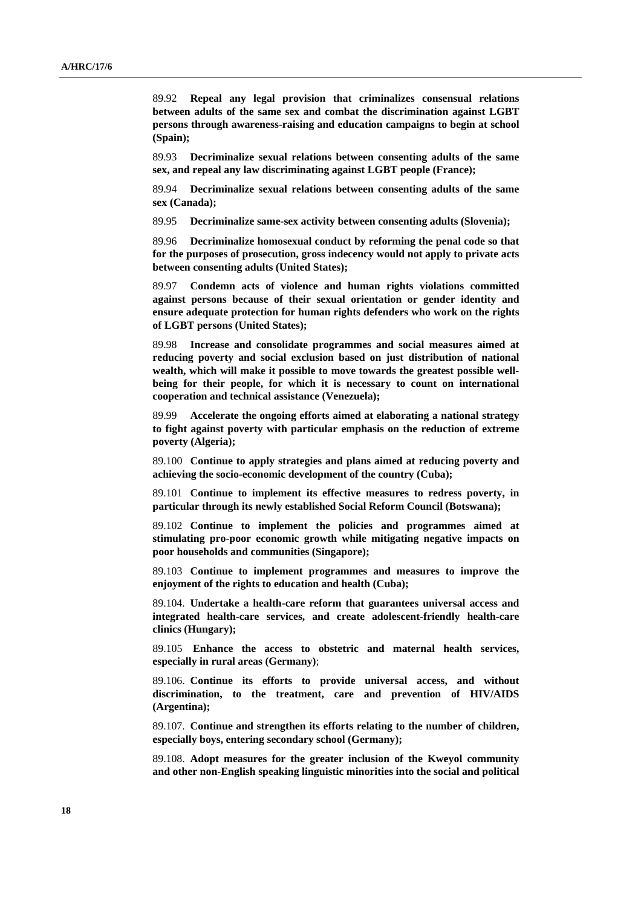89.92 **Repeal any legal provision that criminalizes consensual relations between adults of the same sex and combat the discrimination against LGBT persons through awareness-raising and education campaigns to begin at school (Spain);**

89.93 **Decriminalize sexual relations between consenting adults of the same sex, and repeal any law discriminating against LGBT people (France);**

89.94 **Decriminalize sexual relations between consenting adults of the same sex (Canada);**

89.95 **Decriminalize same-sex activity between consenting adults (Slovenia);**

89.96 **Decriminalize homosexual conduct by reforming the penal code so that for the purposes of prosecution, gross indecency would not apply to private acts between consenting adults (United States);**

89.97 **Condemn acts of violence and human rights violations committed against persons because of their sexual orientation or gender identity and ensure adequate protection for human rights defenders who work on the rights of LGBT persons (United States);**

89.98 **Increase and consolidate programmes and social measures aimed at reducing poverty and social exclusion based on just distribution of national wealth, which will make it possible to move towards the greatest possible well-being for their people, for which it is necessary to count on international cooperation and technical assistance (Venezuela);**

89.99 **Accelerate the ongoing efforts aimed at elaborating a national strategy to fight against poverty with particular emphasis on the reduction of extreme poverty (Algeria);**

89.100 **Continue to apply strategies and plans aimed at reducing poverty and achieving the socio-economic development of the country (Cuba);**

89.101 **Continue to implement its effective measures to redress poverty, in particular through its newly established Social Reform Council (Botswana);**

89.102 **Continue to implement the policies and programmes aimed at stimulating pro-poor economic growth while mitigating negative impacts on poor households and communities (Singapore);**

89.103 **Continue to implement programmes and measures to improve the enjoyment of the rights to education and health (Cuba);**

89.104. **Undertake a health-care reform that guarantees universal access and integrated health-care services, and create adolescent-friendly health-care clinics (Hungary);**

89.105 **Enhance the access to obstetric and maternal health services, especially in rural areas (Germany)**;

89.106. **Continue its efforts to provide universal access, and without discrimination, to the treatment, care and prevention of HIV/AIDS (Argentina);**

89.107. **Continue and strengthen its efforts relating to the number of children, especially boys, entering secondary school (Germany);**

89.108. **Adopt measures for the greater inclusion of the Kweyol community and other non-English speaking linguistic minorities into the social and political**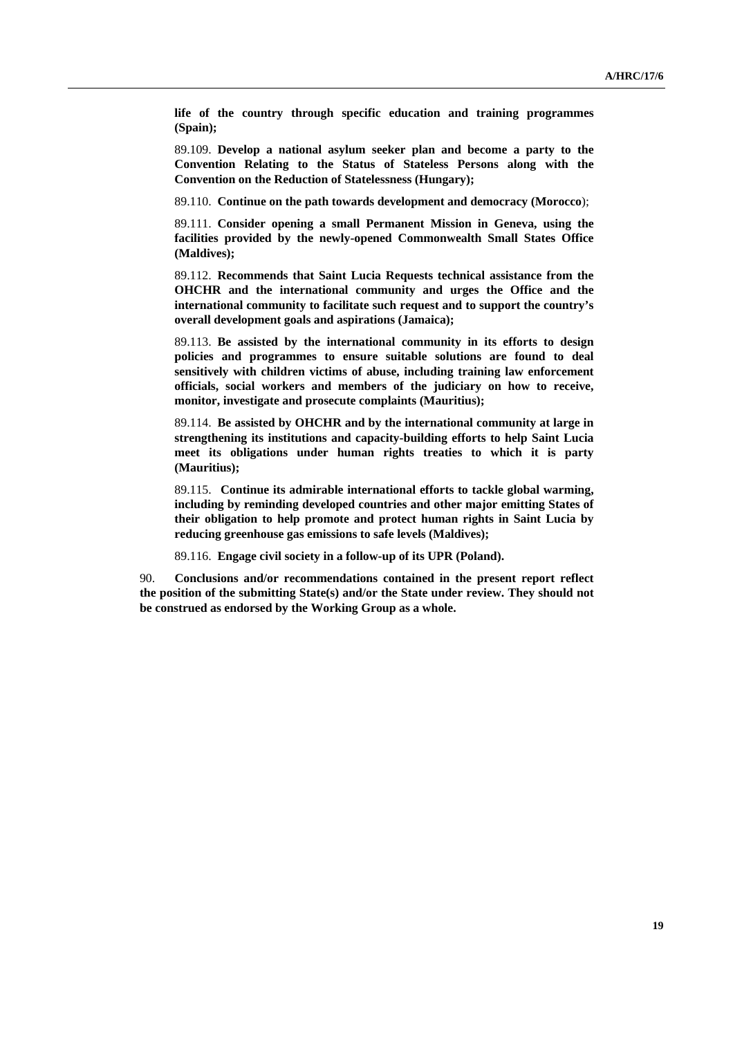**life of the country through specific education and training programmes (Spain);**

89.109. **Develop a national asylum seeker plan and become a party to the Convention Relating to the Status of Stateless Persons along with the Convention on the Reduction of Statelessness (Hungary);**

89.110. **Continue on the path towards development and democracy (Morocco**);

89.111. **Consider opening a small Permanent Mission in Geneva, using the facilities provided by the newly-opened Commonwealth Small States Office (Maldives);**

89.112. **Recommends that Saint Lucia Requests technical assistance from the OHCHR and the international community and urges the Office and the international community to facilitate such request and to support the country's overall development goals and aspirations (Jamaica);**

89.113. **Be assisted by the international community in its efforts to design policies and programmes to ensure suitable solutions are found to deal sensitively with children victims of abuse, including training law enforcement officials, social workers and members of the judiciary on how to receive, monitor, investigate and prosecute complaints (Mauritius);**

89.114. **Be assisted by OHCHR and by the international community at large in strengthening its institutions and capacity-building efforts to help Saint Lucia meet its obligations under human rights treaties to which it is party (Mauritius);**

89.115. **Continue its admirable international efforts to tackle global warming, including by reminding developed countries and other major emitting States of their obligation to help promote and protect human rights in Saint Lucia by reducing greenhouse gas emissions to safe levels (Maldives);**

89.116. **Engage civil society in a follow-up of its UPR (Poland).**

90. **Conclusions and/or recommendations contained in the present report reflect the position of the submitting State(s) and/or the State under review. They should not be construed as endorsed by the Working Group as a whole.**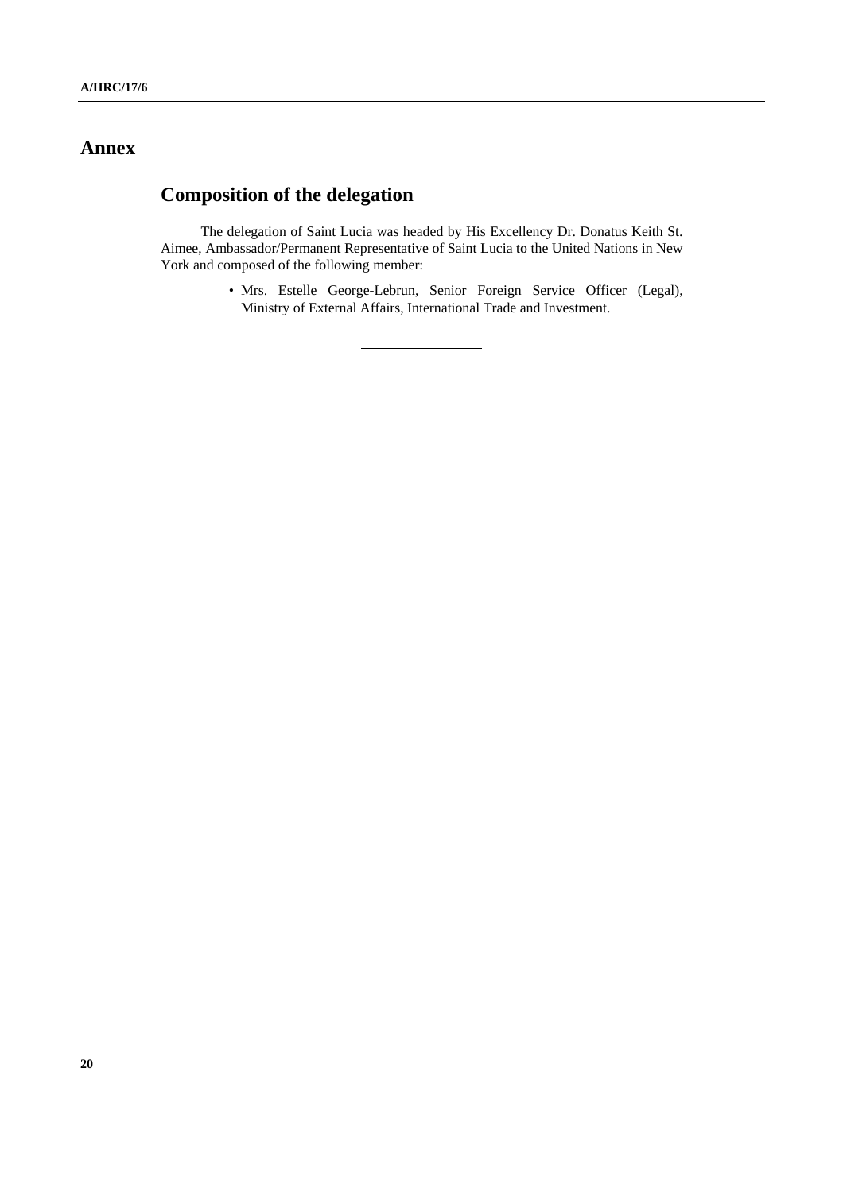# Annex

## Composition of the delegation

The delegation of Saint Lucia was headed by His Excellency Dr. Donatus Keith St. Aimee, Ambassador/Permanent Representative of Saint Lucia to the United Nations in New York and composed of the following member:

- Mrs. Estelle George-Lebrun, Senior Foreign Service Officer (Legal), Ministry of External Affairs, International Trade and Investment.